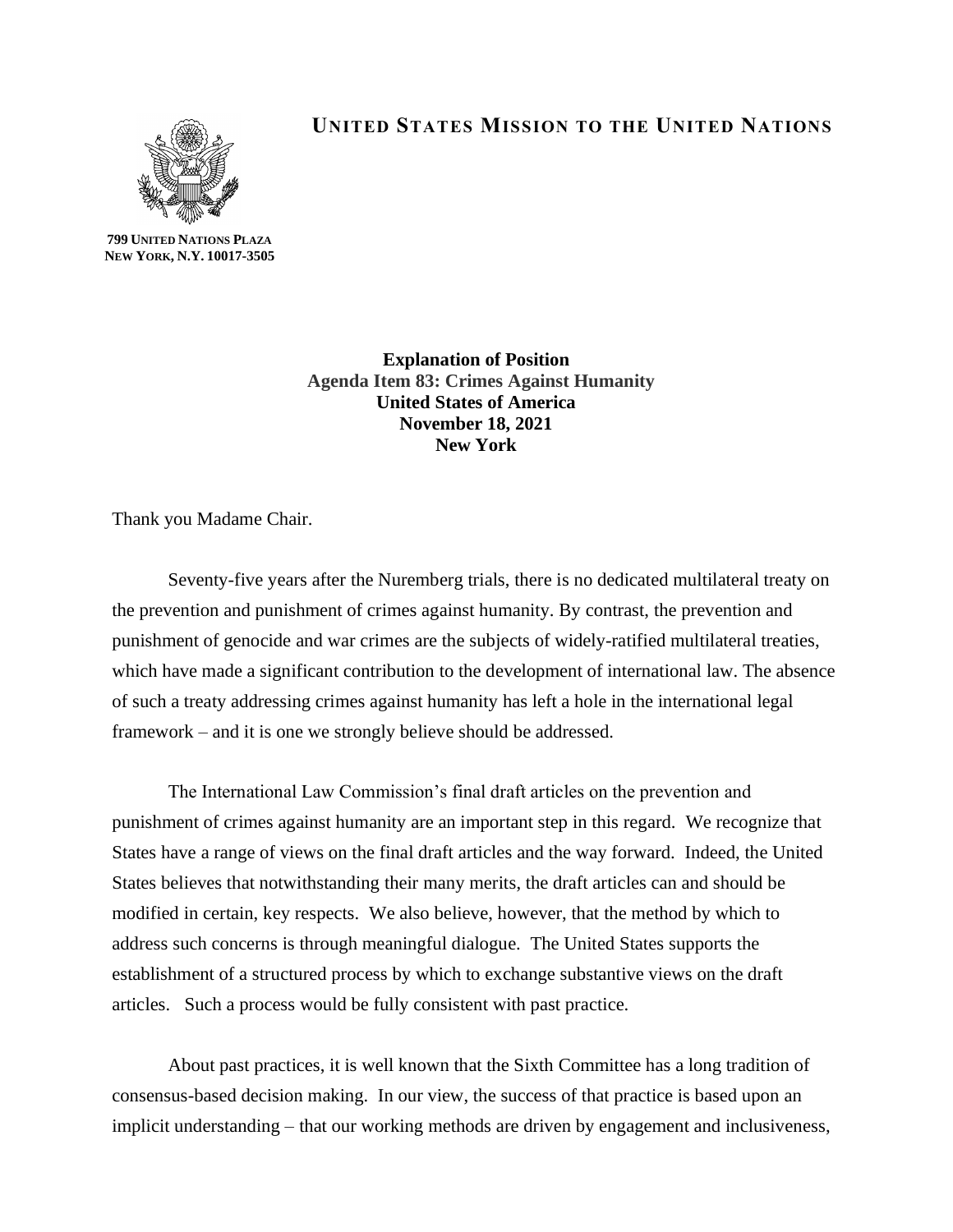# UNITED STATES MISSION TO THE UNITED NATIONS

**799 UNITED NATIONS PLAZA**
**NEW YORK, N.Y. 10017-3505**

**Explanation of Position**
**Agenda Item 83: Crimes Against Humanity**
**United States of America**
**November 18, 2021**
**New York**

Thank you Madame Chair.

Seventy-five years after the Nuremberg trials, there is no dedicated multilateral treaty on the prevention and punishment of crimes against humanity. By contrast, the prevention and punishment of genocide and war crimes are the subjects of widely-ratified multilateral treaties, which have made a significant contribution to the development of international law. The absence of such a treaty addressing crimes against humanity has left a hole in the international legal framework – and it is one we strongly believe should be addressed.

The International Law Commission's final draft articles on the prevention and punishment of crimes against humanity are an important step in this regard. We recognize that States have a range of views on the final draft articles and the way forward. Indeed, the United States believes that notwithstanding their many merits, the draft articles can and should be modified in certain, key respects. We also believe, however, that the method by which to address such concerns is through meaningful dialogue. The United States supports the establishment of a structured process by which to exchange substantive views on the draft articles. Such a process would be fully consistent with past practice.

About past practices, it is well known that the Sixth Committee has a long tradition of consensus-based decision making. In our view, the success of that practice is based upon an implicit understanding – that our working methods are driven by engagement and inclusiveness,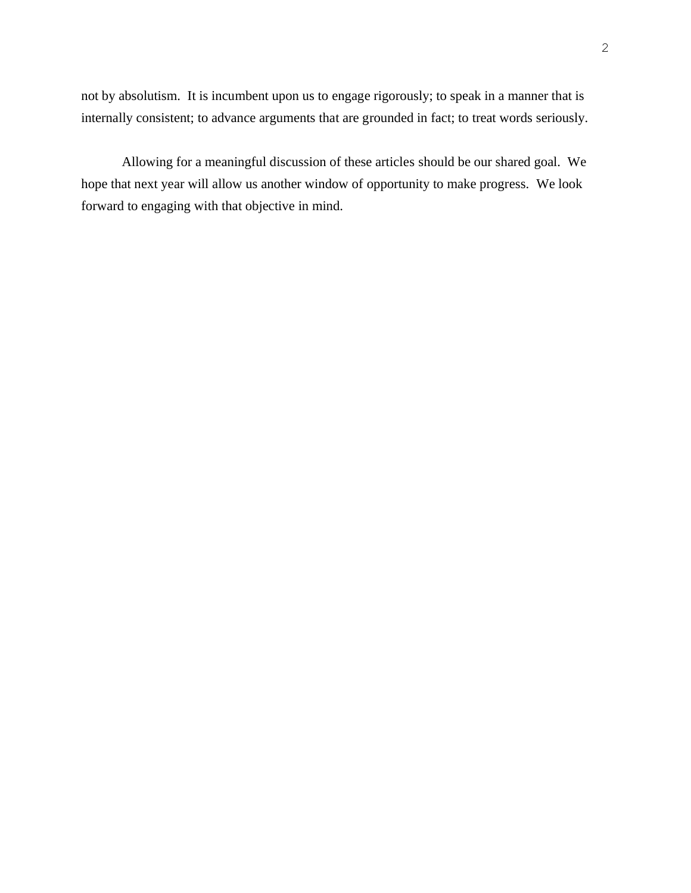not by absolutism.  It is incumbent upon us to engage rigorously; to speak in a manner that is internally consistent; to advance arguments that are grounded in fact; to treat words seriously.

Allowing for a meaningful discussion of these articles should be our shared goal.  We hope that next year will allow us another window of opportunity to make progress.  We look forward to engaging with that objective in mind.